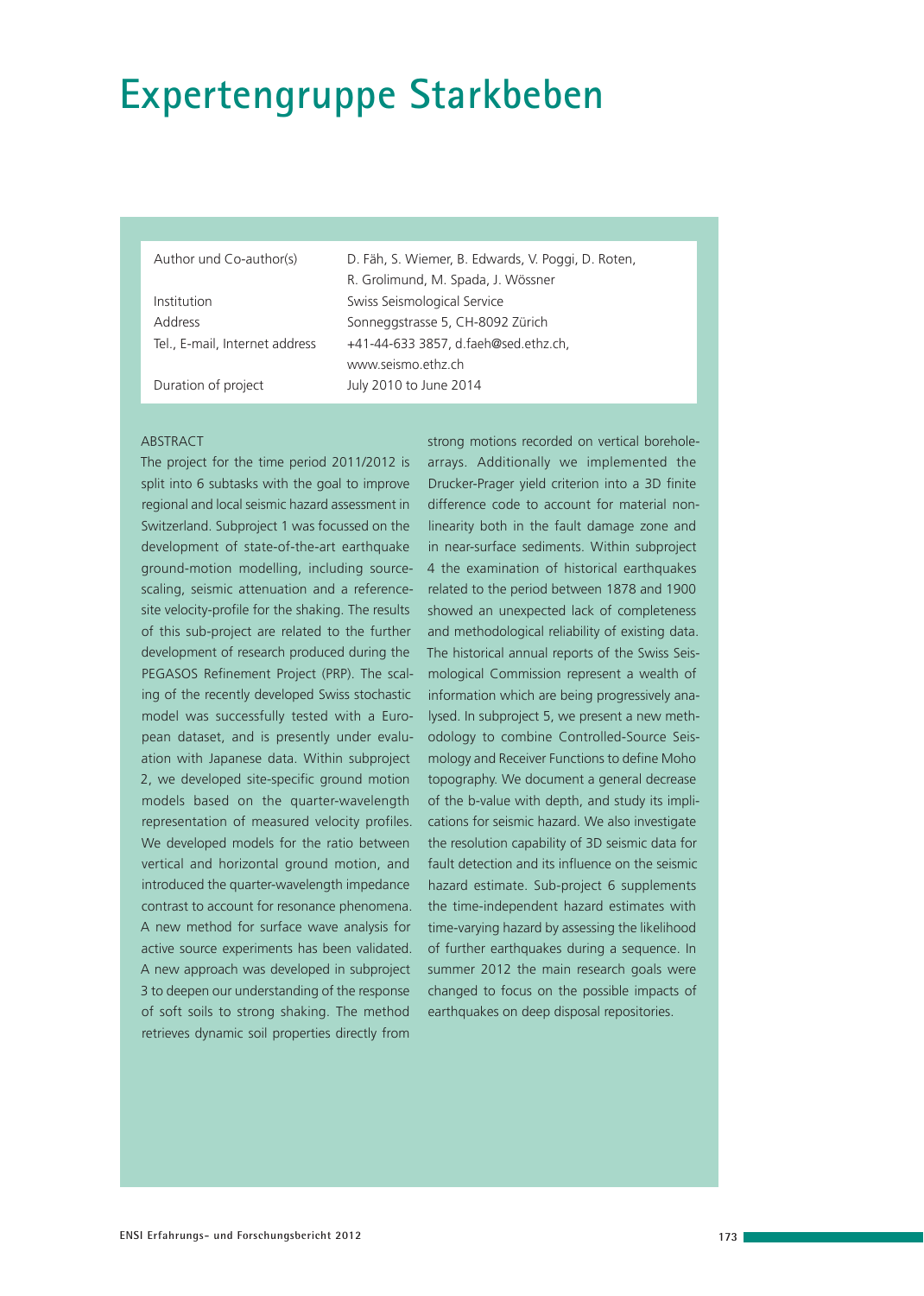# Expertengruppe Starkbeben

| | |
|---|---|
| Author und Co-author(s) | D. Fäh, S. Wiemer, B. Edwards, V. Poggi, D. Roten, R. Grolimund, M. Spada, J. Wössner |
| Institution | Swiss Seismological Service |
| Address | Sonneggstrasse 5, CH-8092 Zürich |
| Tel., E-mail, Internet address | +41-44-633 3857, d.faeh@sed.ethz.ch, www.seismo.ethz.ch |
| Duration of project | July 2010 to June 2014 |

ABSTRACT

The project for the time period 2011/2012 is split into 6 subtasks with the goal to improve regional and local seismic hazard assessment in Switzerland. Subproject 1 was focussed on the development of state-of-the-art earthquake ground-motion modelling, including source-scaling, seismic attenuation and a reference-site velocity-profile for the shaking. The results of this sub-project are related to the further development of research produced during the PEGASOS Refinement Project (PRP). The scaling of the recently developed Swiss stochastic model was successfully tested with a European dataset, and is presently under evaluation with Japanese data. Within subproject 2, we developed site-specific ground motion models based on the quarter-wavelength representation of measured velocity profiles. We developed models for the ratio between vertical and horizontal ground motion, and introduced the quarter-wavelength impedance contrast to account for resonance phenomena. A new method for surface wave analysis for active source experiments has been validated. A new approach was developed in subproject 3 to deepen our understanding of the response of soft soils to strong shaking. The method retrieves dynamic soil properties directly from strong motions recorded on vertical borehole-arrays. Additionally we implemented the Drucker-Prager yield criterion into a 3D finite difference code to account for material non-linearity both in the fault damage zone and in near-surface sediments. Within subproject 4 the examination of historical earthquakes related to the period between 1878 and 1900 showed an unexpected lack of completeness and methodological reliability of existing data. The historical annual reports of the Swiss Seismological Commission represent a wealth of information which are being progressively analysed. In subproject 5, we present a new methodology to combine Controlled-Source Seismology and Receiver Functions to define Moho topography. We document a general decrease of the b-value with depth, and study its implications for seismic hazard. We also investigate the resolution capability of 3D seismic data for fault detection and its influence on the seismic hazard estimate. Sub-project 6 supplements the time-independent hazard estimates with time-varying hazard by assessing the likelihood of further earthquakes during a sequence. In summer 2012 the main research goals were changed to focus on the possible impacts of earthquakes on deep disposal repositories.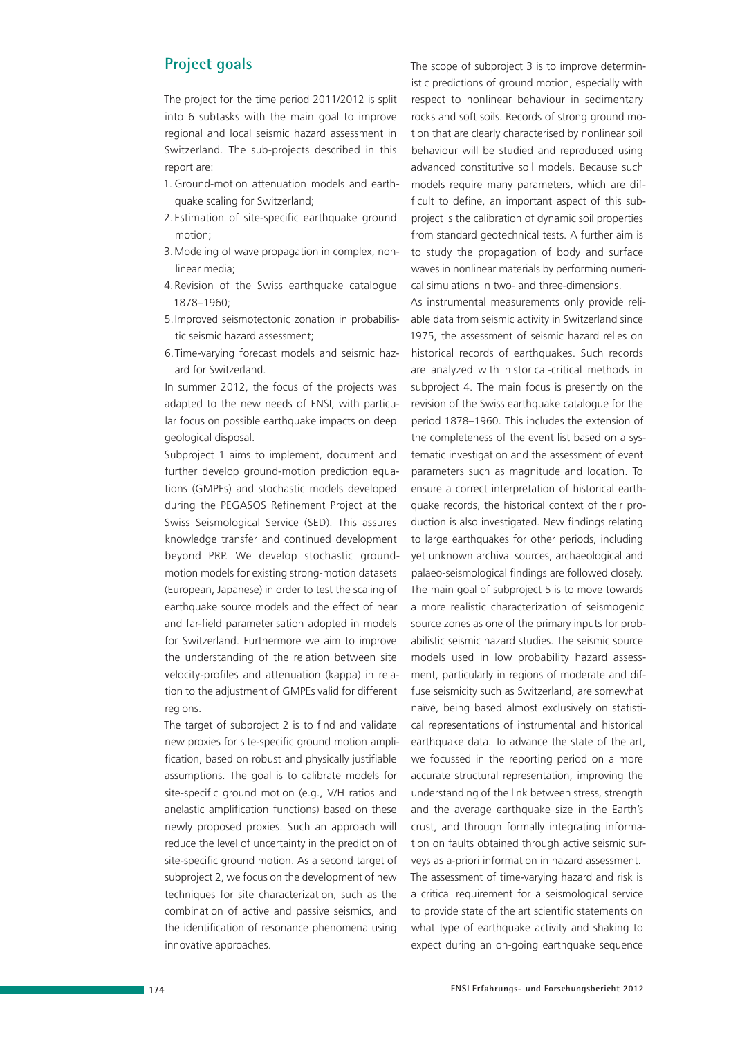## Project goals

The project for the time period 2011/2012 is split into 6 subtasks with the main goal to improve regional and local seismic hazard assessment in Switzerland. The sub-projects described in this report are:

1. Ground-motion attenuation models and earthquake scaling for Switzerland;
2. Estimation of site-specific earthquake ground motion;
3. Modeling of wave propagation in complex, nonlinear media;
4. Revision of the Swiss earthquake catalogue 1878–1960;
5. Improved seismotectonic zonation in probabilistic seismic hazard assessment;
6. Time-varying forecast models and seismic hazard for Switzerland.

In summer 2012, the focus of the projects was adapted to the new needs of ENSI, with particular focus on possible earthquake impacts on deep geological disposal.

Subproject 1 aims to implement, document and further develop ground-motion prediction equations (GMPEs) and stochastic models developed during the PEGASOS Refinement Project at the Swiss Seismological Service (SED). This assures knowledge transfer and continued development beyond PRP. We develop stochastic ground-motion models for existing strong-motion datasets (European, Japanese) in order to test the scaling of earthquake source models and the effect of near and far-field parameterisation adopted in models for Switzerland. Furthermore we aim to improve the understanding of the relation between site velocity-profiles and attenuation (kappa) in relation to the adjustment of GMPEs valid for different regions.

The target of subproject 2 is to find and validate new proxies for site-specific ground motion amplification, based on robust and physically justifiable assumptions. The goal is to calibrate models for site-specific ground motion (e.g., V/H ratios and anelastic amplification functions) based on these newly proposed proxies. Such an approach will reduce the level of uncertainty in the prediction of site-specific ground motion. As a second target of subproject 2, we focus on the development of new techniques for site characterization, such as the combination of active and passive seismics, and the identification of resonance phenomena using innovative approaches.

The scope of subproject 3 is to improve deterministic predictions of ground motion, especially with respect to nonlinear behaviour in sedimentary rocks and soft soils. Records of strong ground motion that are clearly characterised by nonlinear soil behaviour will be studied and reproduced using advanced constitutive soil models. Because such models require many parameters, which are difficult to define, an important aspect of this subproject is the calibration of dynamic soil properties from standard geotechnical tests. A further aim is to study the propagation of body and surface waves in nonlinear materials by performing numerical simulations in two- and three-dimensions.

As instrumental measurements only provide reliable data from seismic activity in Switzerland since 1975, the assessment of seismic hazard relies on historical records of earthquakes. Such records are analyzed with historical-critical methods in subproject 4. The main focus is presently on the revision of the Swiss earthquake catalogue for the period 1878–1960. This includes the extension of the completeness of the event list based on a systematic investigation and the assessment of event parameters such as magnitude and location. To ensure a correct interpretation of historical earthquake records, the historical context of their production is also investigated. New findings relating to large earthquakes for other periods, including yet unknown archival sources, archaeological and palaeo-seismological findings are followed closely.

The main goal of subproject 5 is to move towards a more realistic characterization of seismogenic source zones as one of the primary inputs for probabilistic seismic hazard studies. The seismic source models used in low probability hazard assessment, particularly in regions of moderate and diffuse seismicity such as Switzerland, are somewhat naïve, being based almost exclusively on statistical representations of instrumental and historical earthquake data. To advance the state of the art, we focussed in the reporting period on a more accurate structural representation, improving the understanding of the link between stress, strength and the average earthquake size in the Earth's crust, and through formally integrating information on faults obtained through active seismic surveys as a-priori information in hazard assessment.

The assessment of time-varying hazard and risk is a critical requirement for a seismological service to provide state of the art scientific statements on what type of earthquake activity and shaking to expect during an on-going earthquake sequence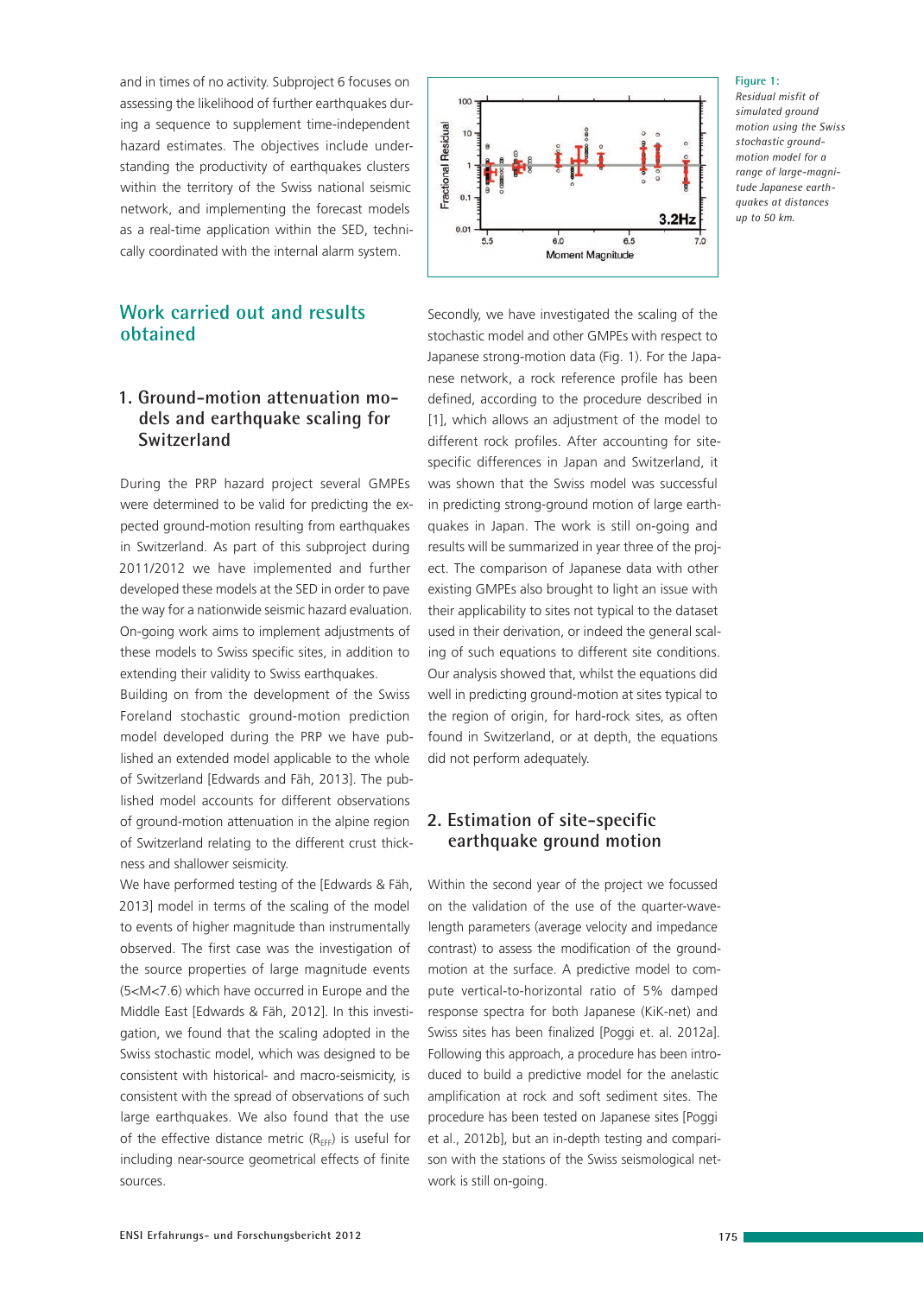and in times of no activity. Subproject 6 focuses on assessing the likelihood of further earthquakes during a sequence to supplement time-independent hazard estimates. The objectives include understanding the productivity of earthquakes clusters within the territory of the Swiss national seismic network, and implementing the forecast models as a real-time application within the SED, technically coordinated with the internal alarm system.

## Work carried out and results obtained

### 1. Ground-motion attenuation models and earthquake scaling for Switzerland

During the PRP hazard project several GMPEs were determined to be valid for predicting the expected ground-motion resulting from earthquakes in Switzerland. As part of this subproject during 2011/2012 we have implemented and further developed these models at the SED in order to pave the way for a nationwide seismic hazard evaluation. On-going work aims to implement adjustments of these models to Swiss specific sites, in addition to extending their validity to Swiss earthquakes.

Building on from the development of the Swiss Foreland stochastic ground-motion prediction model developed during the PRP we have published an extended model applicable to the whole of Switzerland [Edwards and Fäh, 2013]. The published model accounts for different observations of ground-motion attenuation in the alpine region of Switzerland relating to the different crust thickness and shallower seismicity.

We have performed testing of the [Edwards & Fäh, 2013] model in terms of the scaling of the model to events of higher magnitude than instrumentally observed. The first case was the investigation of the source properties of large magnitude events (5<M<7.6) which have occurred in Europe and the Middle East [Edwards & Fäh, 2012]. In this investigation, we found that the scaling adopted in the Swiss stochastic model, which was designed to be consistent with historical- and macro-seismicity, is consistent with the spread of observations of such large earthquakes. We also found that the use of the effective distance metric ($R_{EFF}$) is useful for including near-source geometrical effects of finite sources.

Figure 1:
*Residual misfit of simulated ground motion using the Swiss stochastic ground-motion model for a range of large-magnitude Japanese earthquakes at distances up to 50 km.*

Secondly, we have investigated the scaling of the stochastic model and other GMPEs with respect to Japanese strong-motion data (Fig. 1). For the Japanese network, a rock reference profile has been defined, according to the procedure described in [1], which allows an adjustment of the model to different rock profiles. After accounting for site-specific differences in Japan and Switzerland, it was shown that the Swiss model was successful in predicting strong-ground motion of large earthquakes in Japan. The work is still on-going and results will be summarized in year three of the project. The comparison of Japanese data with other existing GMPEs also brought to light an issue with their applicability to sites not typical to the dataset used in their derivation, or indeed the general scaling of such equations to different site conditions. Our analysis showed that, whilst the equations did well in predicting ground-motion at sites typical to the region of origin, for hard-rock sites, as often found in Switzerland, or at depth, the equations did not perform adequately.

### 2. Estimation of site-specific earthquake ground motion

Within the second year of the project we focussed on the validation of the use of the quarter-wave-length parameters (average velocity and impedance contrast) to assess the modification of the ground-motion at the surface. A predictive model to compute vertical-to-horizontal ratio of 5% damped response spectra for both Japanese (KiK-net) and Swiss sites has been finalized [Poggi et. al. 2012a]. Following this approach, a procedure has been introduced to build a predictive model for the anelastic amplification at rock and soft sediment sites. The procedure has been tested on Japanese sites [Poggi et al., 2012b], but an in-depth testing and comparison with the stations of the Swiss seismological network is still on-going.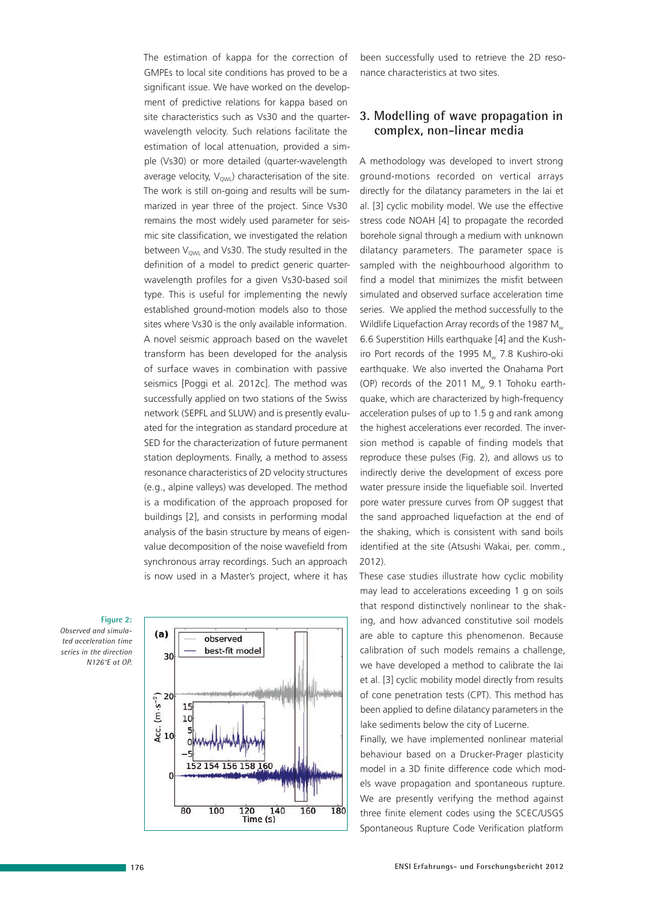The estimation of kappa for the correction of GMPEs to local site conditions has proved to be a significant issue. We have worked on the development of predictive relations for kappa based on site characteristics such as Vs30 and the quarter-wavelength velocity. Such relations facilitate the estimation of local attenuation, provided a simple (Vs30) or more detailed (quarter-wavelength average velocity, $V_{QWL}$) characterisation of the site. The work is still on-going and results will be summarized in year three of the project. Since Vs30 remains the most widely used parameter for seismic site classification, we investigated the relation between $V_{QWL}$ and Vs30. The study resulted in the definition of a model to predict generic quarter-wavelength profiles for a given Vs30-based soil type. This is useful for implementing the newly established ground-motion models also to those sites where Vs30 is the only available information. A novel seismic approach based on the wavelet transform has been developed for the analysis of surface waves in combination with passive seismics [Poggi et al. 2012c]. The method was successfully applied on two stations of the Swiss network (SEPFL and SLUW) and is presently evaluated for the integration as standard procedure at SED for the characterization of future permanent station deployments. Finally, a method to assess resonance characteristics of 2D velocity structures (e.g., alpine valleys) was developed. The method is a modification of the approach proposed for buildings [2], and consists in performing modal analysis of the basin structure by means of eigenvalue decomposition of the noise wavefield from synchronous array recordings. Such an approach is now used in a Master's project, where it has been successfully used to retrieve the 2D resonance characteristics at two sites.

Figure 2: *Observed and simulated acceleration time series in the direction N126°E at OP.*

## 3. Modelling of wave propagation in complex, non-linear media

A methodology was developed to invert strong ground-motions recorded on vertical arrays directly for the dilatancy parameters in the Iai et al. [3] cyclic mobility model. We use the effective stress code NOAH [4] to propagate the recorded borehole signal through a medium with unknown dilatancy parameters. The parameter space is sampled with the neighbourhood algorithm to find a model that minimizes the misfit between simulated and observed surface acceleration time series. We applied the method successfully to the Wildlife Liquefaction Array records of the 1987 $M_w$ 6.6 Superstition Hills earthquake [4] and the Kushiro Port records of the 1995 $M_w$ 7.8 Kushiro-oki earthquake. We also inverted the Onahama Port (OP) records of the 2011 $M_w$ 9.1 Tohoku earthquake, which are characterized by high-frequency acceleration pulses of up to 1.5 g and rank among the highest accelerations ever recorded. The inversion method is capable of finding models that reproduce these pulses (Fig. 2), and allows us to indirectly derive the development of excess pore water pressure inside the liquefiable soil. Inverted pore water pressure curves from OP suggest that the sand approached liquefaction at the end of the shaking, which is consistent with sand boils identified at the site (Atsushi Wakai, per. comm., 2012).

These case studies illustrate how cyclic mobility may lead to accelerations exceeding 1 g on soils that respond distinctively nonlinear to the shaking, and how advanced constitutive soil models are able to capture this phenomenon. Because calibration of such models remains a challenge, we have developed a method to calibrate the Iai et al. [3] cyclic mobility model directly from results of cone penetration tests (CPT). This method has been applied to define dilatancy parameters in the lake sediments below the city of Lucerne.

Finally, we have implemented nonlinear material behaviour based on a Drucker-Prager plasticity model in a 3D finite difference code which models wave propagation and spontaneous rupture. We are presently verifying the method against three finite element codes using the SCEC/USGS Spontaneous Rupture Code Verification platform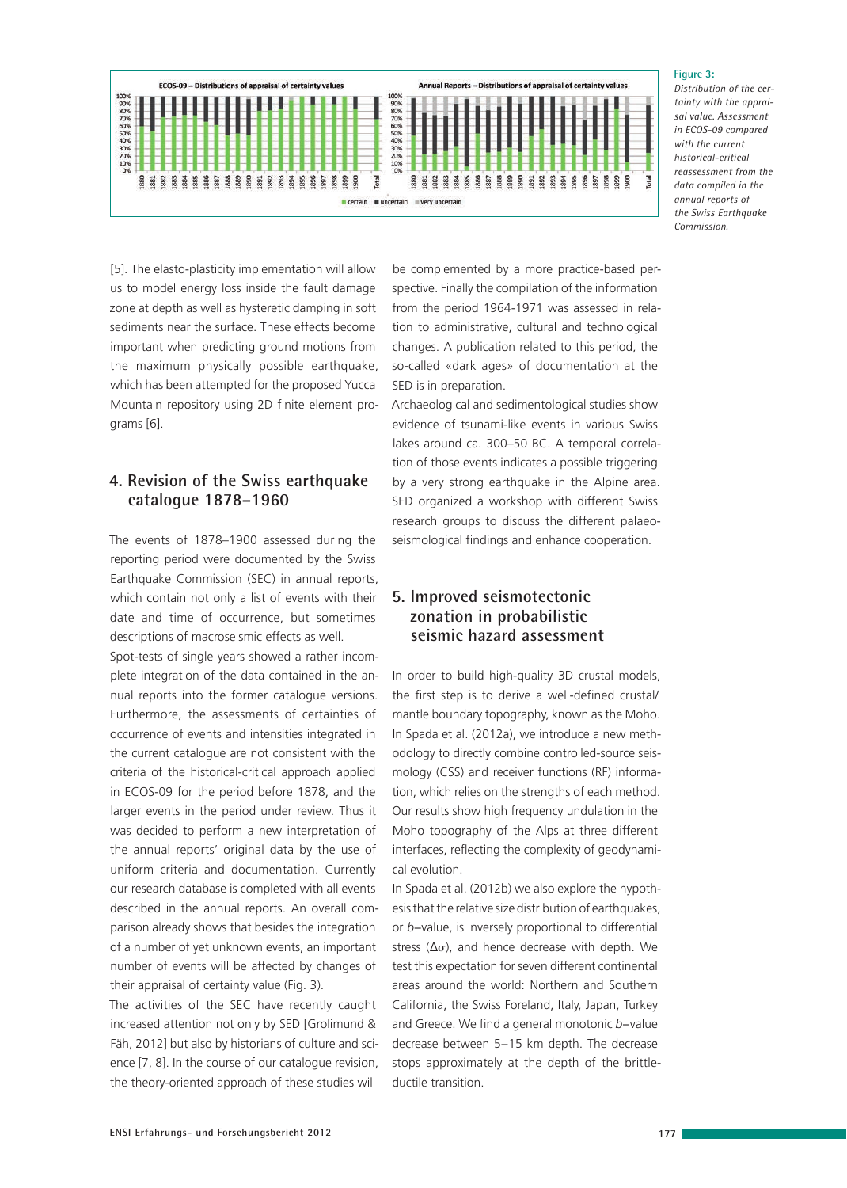**Figure 3:** *Distribution of the certainty with the appraisal value. Assessment in ECOS-09 compared with the current historical-critical reassessment from the data compiled in the annual reports of the Swiss Earthquake Commission.*

[5]. The elasto-plasticity implementation will allow us to model energy loss inside the fault damage zone at depth as well as hysteretic damping in soft sediments near the surface. These effects become important when predicting ground motions from the maximum physically possible earthquake, which has been attempted for the proposed Yucca Mountain repository using 2D finite element programs [6].

## 4. Revision of the Swiss earthquake catalogue 1878–1960

The events of 1878–1900 assessed during the reporting period were documented by the Swiss Earthquake Commission (SEC) in annual reports, which contain not only a list of events with their date and time of occurrence, but sometimes descriptions of macroseismic effects as well.

Spot-tests of single years showed a rather incomplete integration of the data contained in the annual reports into the former catalogue versions. Furthermore, the assessments of certainties of occurrence of events and intensities integrated in the current catalogue are not consistent with the criteria of the historical-critical approach applied in ECOS-09 for the period before 1878, and the larger events in the period under review. Thus it was decided to perform a new interpretation of the annual reports' original data by the use of uniform criteria and documentation. Currently our research database is completed with all events described in the annual reports. An overall comparison already shows that besides the integration of a number of yet unknown events, an important number of events will be affected by changes of their appraisal of certainty value (Fig. 3).

The activities of the SEC have recently caught increased attention not only by SED [Grolimund & Fäh, 2012] but also by historians of culture and science [7, 8]. In the course of our catalogue revision, the theory-oriented approach of these studies will be complemented by a more practice-based perspective. Finally the compilation of the information from the period 1964-1971 was assessed in relation to administrative, cultural and technological changes. A publication related to this period, the so-called «dark ages» of documentation at the SED is in preparation.

Archaeological and sedimentological studies show evidence of tsunami-like events in various Swiss lakes around ca. 300–50 BC. A temporal correlation of those events indicates a possible triggering by a very strong earthquake in the Alpine area. SED organized a workshop with different Swiss research groups to discuss the different palaeoseismological findings and enhance cooperation.

## 5. Improved seismotectonic zonation in probabilistic seismic hazard assessment

In order to build high-quality 3D crustal models, the first step is to derive a well-defined crustal/mantle boundary topography, known as the Moho. In Spada et al. (2012a), we introduce a new methodology to directly combine controlled-source seismology (CSS) and receiver functions (RF) information, which relies on the strengths of each method. Our results show high frequency undulation in the Moho topography of the Alps at three different interfaces, reflecting the complexity of geodynamical evolution.

In Spada et al. (2012b) we also explore the hypothesis that the relative size distribution of earthquakes, or *b*–value, is inversely proportional to differential stress ($\Delta\sigma$), and hence decrease with depth. We test this expectation for seven different continental areas around the world: Northern and Southern California, the Swiss Foreland, Italy, Japan, Turkey and Greece. We find a general monotonic *b*–value decrease between 5–15 km depth. The decrease stops approximately at the depth of the brittle-ductile transition.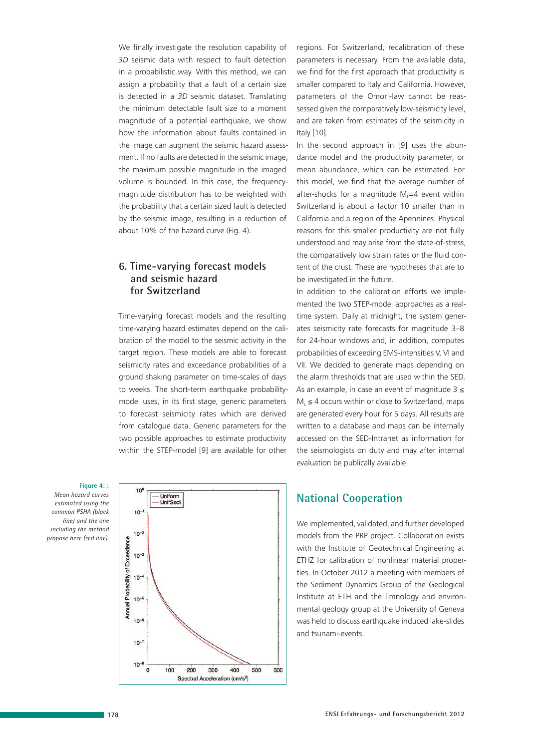We finally investigate the resolution capability of *3D* seismic data with respect to fault detection in a probabilistic way. With this method, we can assign a probability that a fault of a certain size is detected in a *3D* seismic dataset. Translating the minimum detectable fault size to a moment magnitude of a potential earthquake, we show how the information about faults contained in the image can augment the seismic hazard assessment. If no faults are detected in the seismic image, the maximum possible magnitude in the imaged volume is bounded. In this case, the frequency-magnitude distribution has to be weighted with the probability that a certain sized fault is detected by the seismic image, resulting in a reduction of about 10% of the hazard curve (Fig. 4).

## 6. Time-varying forecast models and seismic hazard for Switzerland

Time-varying forecast models and the resulting time-varying hazard estimates depend on the calibration of the model to the seismic activity in the target region. These models are able to forecast seismicity rates and exceedance probabilities of a ground shaking parameter on time-scales of days to weeks. The short-term earthquake probability-model uses, in its first stage, generic parameters to forecast seismicity rates which are derived from catalogue data. Generic parameters for the two possible approaches to estimate productivity within the STEP-model [9] are available for other regions. For Switzerland, recalibration of these parameters is necessary. From the available data, we find for the first approach that productivity is smaller compared to Italy and California. However, parameters of the Omori-law cannot be reassessed given the comparatively low-seismicity level, and are taken from estimates of the seismicity in Italy [10].

In the second approach in [9] uses the abundance model and the productivity parameter, or mean abundance, which can be estimated. For this model, we find that the average number of after-shocks for a magnitude $M_L$=4 event within Switzerland is about a factor 10 smaller than in California and a region of the Apennines. Physical reasons for this smaller productivity are not fully understood and may arise from the state-of-stress, the comparatively low strain rates or the fluid content of the crust. These are hypotheses that are to be investigated in the future.

In addition to the calibration efforts we implemented the two STEP-model approaches as a real-time system. Daily at midnight, the system generates seismicity rate forecasts for magnitude 3–8 for 24-hour windows and, in addition, computes probabilities of exceeding EMS-intensities V, VI and VII. We decided to generate maps depending on the alarm thresholds that are used within the SED. As an example, in case an event of magnitude $3 \leq M_L \leq 4$ occurs within or close to Switzerland, maps are generated every hour for 5 days. All results are written to a database and maps can be internally accessed on the SED-Intranet as information for the seismologists on duty and may after internal evaluation be publically available.

**Figure 4: :** *Mean hazard curves estimated using the common PSHA (black line) and the one including the method propose here (red line).*

## National Cooperation

We implemented, validated, and further developed models from the PRP project. Collaboration exists with the Institute of Geotechnical Engineering at ETHZ for calibration of nonlinear material properties. In October 2012 a meeting with members of the Sediment Dynamics Group of the Geological Institute at ETH and the limnology and environmental geology group at the University of Geneva was held to discuss earthquake induced lake-slides and tsunami-events.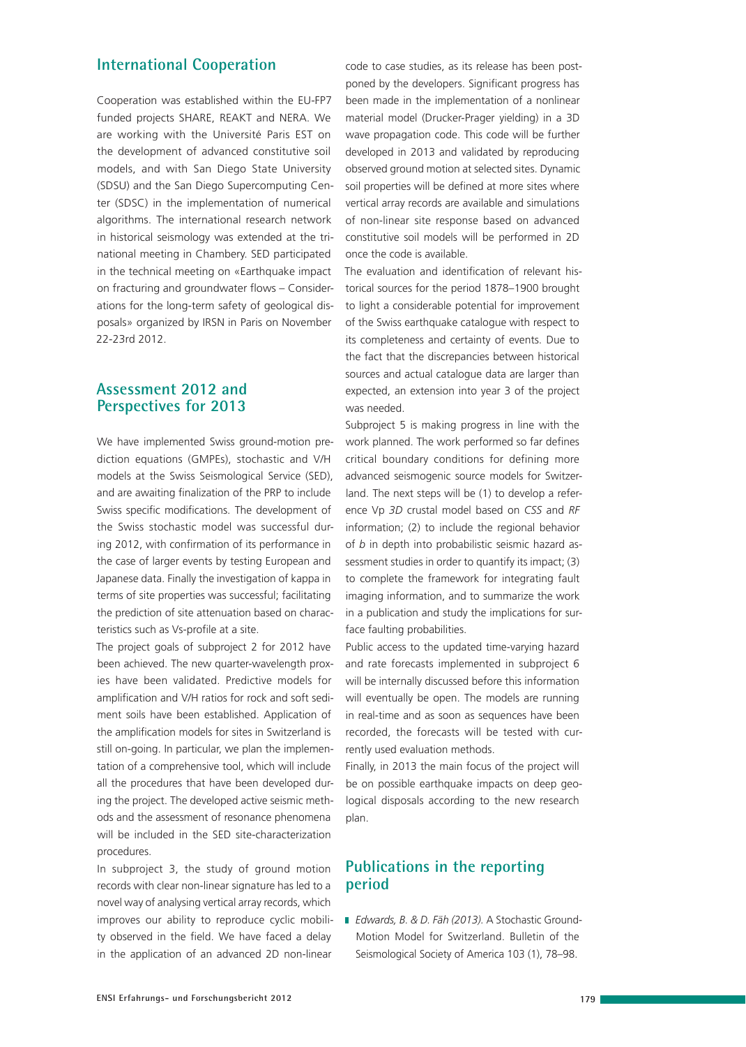## International Cooperation

Cooperation was established within the EU-FP7 funded projects SHARE, REAKT and NERA. We are working with the Université Paris EST on the development of advanced constitutive soil models, and with San Diego State University (SDSU) and the San Diego Supercomputing Center (SDSC) in the implementation of numerical algorithms. The international research network in historical seismology was extended at the trinational meeting in Chambery. SED participated in the technical meeting on «Earthquake impact on fracturing and groundwater flows – Considerations for the long-term safety of geological disposals» organized by IRSN in Paris on November 22-23rd 2012.

## Assessment 2012 and Perspectives for 2013

We have implemented Swiss ground-motion prediction equations (GMPEs), stochastic and V/H models at the Swiss Seismological Service (SED), and are awaiting finalization of the PRP to include Swiss specific modifications. The development of the Swiss stochastic model was successful during 2012, with confirmation of its performance in the case of larger events by testing European and Japanese data. Finally the investigation of kappa in terms of site properties was successful; facilitating the prediction of site attenuation based on characteristics such as Vs-profile at a site.

The project goals of subproject 2 for 2012 have been achieved. The new quarter-wavelength proxies have been validated. Predictive models for amplification and V/H ratios for rock and soft sediment soils have been established. Application of the amplification models for sites in Switzerland is still on-going. In particular, we plan the implementation of a comprehensive tool, which will include all the procedures that have been developed during the project. The developed active seismic methods and the assessment of resonance phenomena will be included in the SED site-characterization procedures.

In subproject 3, the study of ground motion records with clear non-linear signature has led to a novel way of analysing vertical array records, which improves our ability to reproduce cyclic mobility observed in the field. We have faced a delay in the application of an advanced 2D non-linear code to case studies, as its release has been postponed by the developers. Significant progress has been made in the implementation of a nonlinear material model (Drucker-Prager yielding) in a 3D wave propagation code. This code will be further developed in 2013 and validated by reproducing observed ground motion at selected sites. Dynamic soil properties will be defined at more sites where vertical array records are available and simulations of non-linear site response based on advanced constitutive soil models will be performed in 2D once the code is available.

The evaluation and identification of relevant historical sources for the period 1878–1900 brought to light a considerable potential for improvement of the Swiss earthquake catalogue with respect to its completeness and certainty of events. Due to the fact that the discrepancies between historical sources and actual catalogue data are larger than expected, an extension into year 3 of the project was needed.

Subproject 5 is making progress in line with the work planned. The work performed so far defines critical boundary conditions for defining more advanced seismogenic source models for Switzerland. The next steps will be (1) to develop a reference Vp *3D* crustal model based on *CSS* and *RF* information; (2) to include the regional behavior of *b* in depth into probabilistic seismic hazard assessment studies in order to quantify its impact; (3) to complete the framework for integrating fault imaging information, and to summarize the work in a publication and study the implications for surface faulting probabilities.

Public access to the updated time-varying hazard and rate forecasts implemented in subproject 6 will be internally discussed before this information will eventually be open. The models are running in real-time and as soon as sequences have been recorded, the forecasts will be tested with currently used evaluation methods.

Finally, in 2013 the main focus of the project will be on possible earthquake impacts on deep geological disposals according to the new research plan.

## Publications in the reporting period

- *Edwards, B. & D. Fäh (2013).* A Stochastic Ground-Motion Model for Switzerland. Bulletin of the Seismological Society of America 103 (1), 78–98.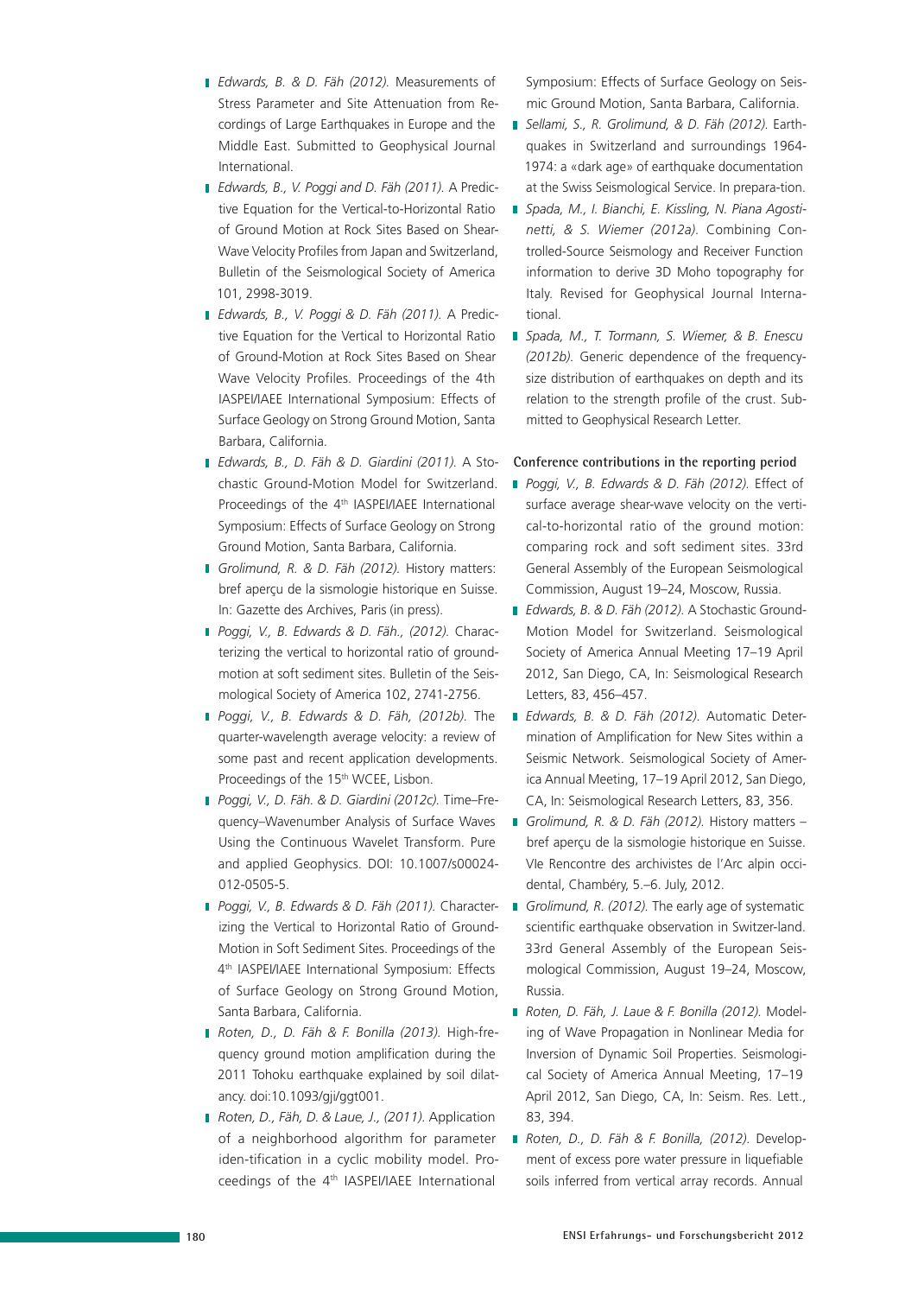- *Edwards, B. & D. Fäh (2012).* Measurements of Stress Parameter and Site Attenuation from Recordings of Large Earthquakes in Europe and the Middle East. Submitted to Geophysical Journal International.
- *Edwards, B., V. Poggi and D. Fäh (2011).* A Predictive Equation for the Vertical-to-Horizontal Ratio of Ground Motion at Rock Sites Based on Shear-Wave Velocity Profiles from Japan and Switzerland, Bulletin of the Seismological Society of America 101, 2998-3019.
- *Edwards, B., V. Poggi & D. Fäh (2011).* A Predictive Equation for the Vertical to Horizontal Ratio of Ground-Motion at Rock Sites Based on Shear Wave Velocity Profiles. Proceedings of the 4th IASPEI/IAEE International Symposium: Effects of Surface Geology on Strong Ground Motion, Santa Barbara, California.
- *Edwards, B., D. Fäh & D. Giardini (2011).* A Stochastic Ground-Motion Model for Switzerland. Proceedings of the 4th IASPEI/IAEE International Symposium: Effects of Surface Geology on Strong Ground Motion, Santa Barbara, California.
- *Grolimund, R. & D. Fäh (2012).* History matters: bref aperçu de la sismologie historique en Suisse. In: Gazette des Archives, Paris (in press).
- *Poggi, V., B. Edwards & D. Fäh., (2012).* Characterizing the vertical to horizontal ratio of ground-motion at soft sediment sites. Bulletin of the Seismological Society of America 102, 2741-2756.
- *Poggi, V., B. Edwards & D. Fäh, (2012b).* The quarter-wavelength average velocity: a review of some past and recent application developments. Proceedings of the 15th WCEE, Lisbon.
- *Poggi, V., D. Fäh. & D. Giardini (2012c).* Time–Frequency–Wavenumber Analysis of Surface Waves Using the Continuous Wavelet Transform. Pure and applied Geophysics. DOI: 10.1007/s00024-012-0505-5.
- *Poggi, V., B. Edwards & D. Fäh (2011).* Characterizing the Vertical to Horizontal Ratio of Ground-Motion in Soft Sediment Sites. Proceedings of the 4th IASPEI/IAEE International Symposium: Effects of Surface Geology on Strong Ground Motion, Santa Barbara, California.
- *Roten, D., D. Fäh & F. Bonilla (2013).* High-frequency ground motion amplification during the 2011 Tohoku earthquake explained by soil dilatancy. doi:10.1093/gji/ggt001.
- *Roten, D., Fäh, D. & Laue, J., (2011).* Application of a neighborhood algorithm for parameter iden-tification in a cyclic mobility model. Proceedings of the 4th IASPEI/IAEE International Symposium: Effects of Surface Geology on Seismic Ground Motion, Santa Barbara, California.
- *Sellami, S., R. Grolimund, & D. Fäh (2012).* Earthquakes in Switzerland and surroundings 1964-1974: a «dark age» of earthquake documentation at the Swiss Seismological Service. In prepara-tion.
- *Spada, M., I. Bianchi, E. Kissling, N. Piana Agostinetti, & S. Wiemer (2012a).* Combining Controlled-Source Seismology and Receiver Function information to derive 3D Moho topography for Italy. Revised for Geophysical Journal International.
- *Spada, M., T. Tormann, S. Wiemer, & B. Enescu (2012b).* Generic dependence of the frequency-size distribution of earthquakes on depth and its relation to the strength profile of the crust. Submitted to Geophysical Research Letter.

**Conference contributions in the reporting period**

- *Poggi, V., B. Edwards & D. Fäh (2012).* Effect of surface average shear-wave velocity on the vertical-to-horizontal ratio of the ground motion: comparing rock and soft sediment sites. 33rd General Assembly of the European Seismological Commission, August 19–24, Moscow, Russia.
- *Edwards, B. & D. Fäh (2012).* A Stochastic Ground-Motion Model for Switzerland. Seismological Society of America Annual Meeting 17–19 April 2012, San Diego, CA, In: Seismological Research Letters, 83, 456–457.
- *Edwards, B. & D. Fäh (2012).* Automatic Determination of Amplification for New Sites within a Seismic Network. Seismological Society of America Annual Meeting, 17–19 April 2012, San Diego, CA, In: Seismological Research Letters, 83, 356.
- *Grolimund, R. & D. Fäh (2012).* History matters – bref aperçu de la sismologie historique en Suisse. VIe Rencontre des archivistes de l'Arc alpin occidental, Chambéry, 5.–6. July, 2012.
- *Grolimund, R. (2012).* The early age of systematic scientific earthquake observation in Switzer-land. 33rd General Assembly of the European Seismological Commission, August 19–24, Moscow, Russia.
- *Roten, D. Fäh, J. Laue & F. Bonilla (2012).* Modeling of Wave Propagation in Nonlinear Media for Inversion of Dynamic Soil Properties. Seismological Society of America Annual Meeting, 17–19 April 2012, San Diego, CA, In: Seism. Res. Lett., 83, 394.
- *Roten, D., D. Fäh & F. Bonilla, (2012).* Development of excess pore water pressure in liquefiable soils inferred from vertical array records. Annual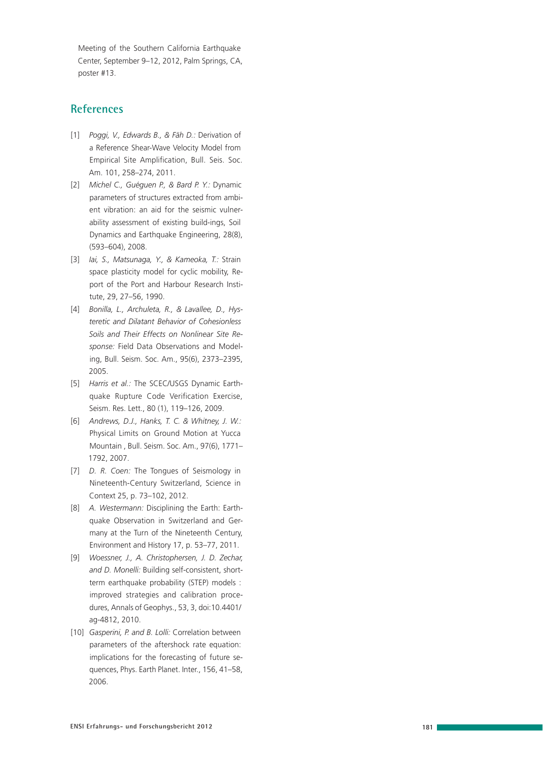Meeting of the Southern California Earthquake Center, September 9–12, 2012, Palm Springs, CA, poster #13.

## References

[1] *Poggi, V., Edwards B., & Fäh D.:* Derivation of a Reference Shear-Wave Velocity Model from Empirical Site Amplification, Bull. Seis. Soc. Am. 101, 258–274, 2011.

[2] *Michel C., Guéguen P., & Bard P. Y.:* Dynamic parameters of structures extracted from ambient vibration: an aid for the seismic vulnerability assessment of existing build-ings, Soil Dynamics and Earthquake Engineering, 28(8), (593–604), 2008.

[3] *Iai, S., Matsunaga, Y., & Kameoka, T.:* Strain space plasticity model for cyclic mobility, Report of the Port and Harbour Research Institute, 29, 27–56, 1990.

[4] *Bonilla, L., Archuleta, R., & Lavallee, D., Hysteretic and Dilatant Behavior of Cohesionless Soils and Their Effects on Nonlinear Site Response:* Field Data Observations and Modeling, Bull. Seism. Soc. Am., 95(6), 2373–2395, 2005.

[5] *Harris et al.:* The SCEC/USGS Dynamic Earthquake Rupture Code Verification Exercise, Seism. Res. Lett., 80 (1), 119–126, 2009.

[6] *Andrews, D.J., Hanks, T. C. & Whitney, J. W.:* Physical Limits on Ground Motion at Yucca Mountain , Bull. Seism. Soc. Am., 97(6), 1771–1792, 2007.

[7] *D. R. Coen:* The Tongues of Seismology in Nineteenth-Century Switzerland, Science in Context 25, p. 73–102, 2012.

[8] *A. Westermann:* Disciplining the Earth: Earthquake Observation in Switzerland and Germany at the Turn of the Nineteenth Century, Environment and History 17, p. 53–77, 2011.

[9] *Woessner, J., A. Christophersen, J. D. Zechar, and D. Monelli:* Building self-consistent, short-term earthquake probability (STEP) models : improved strategies and calibration procedures, Annals of Geophys., 53, 3, doi:10.4401/ag-4812, 2010.

[10] *Gasperini, P. and B. Lolli:* Correlation between parameters of the aftershock rate equation: implications for the forecasting of future sequences, Phys. Earth Planet. Inter., 156, 41–58, 2006.